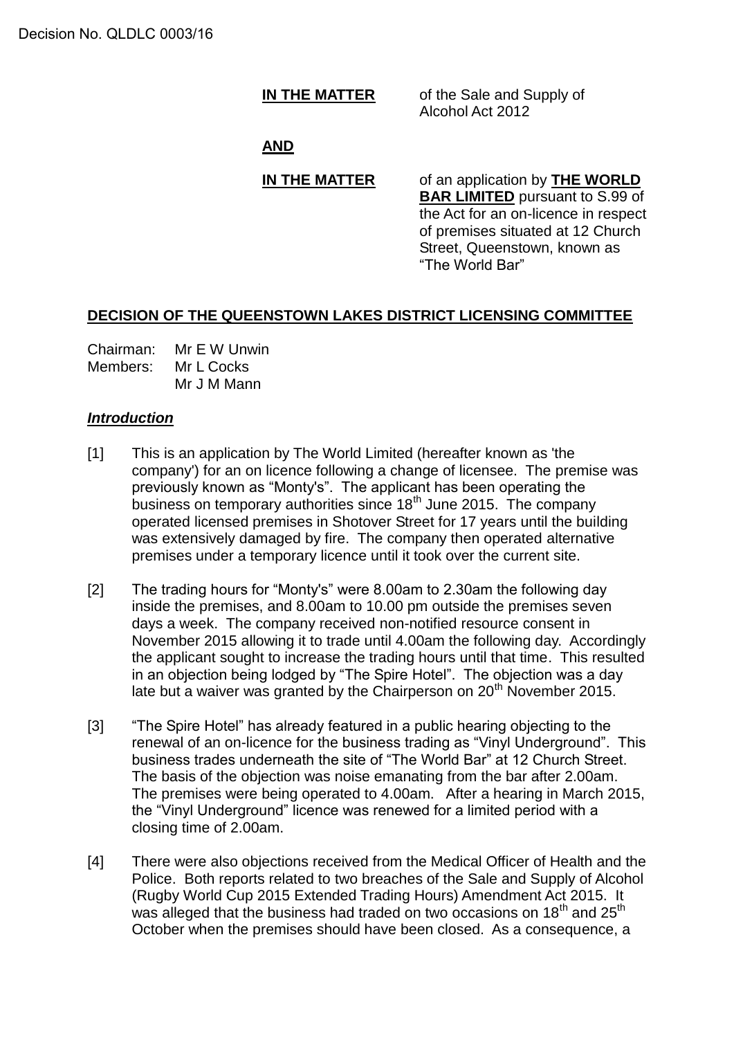Decision No. QLDLC 0003/16

**IN THE MATTER** of the Sale and Supply of Alcohol Act 2012

**AND**

**IN THE MATTER** of an application by **THE WORLD BAR LIMITED** pursuant to S.99 of the Act for an on-licence in respect of premises situated at 12 Church Street, Queenstown, known as "The World Bar"

## DECISION OF THE QUEENSTOWN LAKES DISTRICT LICENSING COMMITTEE

Chairman: Mr E W Unwin
Members: Mr L Cocks
Mr J M Mann

### *Introduction*

[1] This is an application by The World Limited (hereafter known as 'the company') for an on licence following a change of licensee. The premise was previously known as "Monty's". The applicant has been operating the business on temporary authorities since 18th June 2015. The company operated licensed premises in Shotover Street for 17 years until the building was extensively damaged by fire. The company then operated alternative premises under a temporary licence until it took over the current site.

[2] The trading hours for "Monty's" were 8.00am to 2.30am the following day inside the premises, and 8.00am to 10.00 pm outside the premises seven days a week. The company received non-notified resource consent in November 2015 allowing it to trade until 4.00am the following day. Accordingly the applicant sought to increase the trading hours until that time. This resulted in an objection being lodged by "The Spire Hotel". The objection was a day late but a waiver was granted by the Chairperson on 20th November 2015.

[3] "The Spire Hotel" has already featured in a public hearing objecting to the renewal of an on-licence for the business trading as "Vinyl Underground". This business trades underneath the site of "The World Bar" at 12 Church Street. The basis of the objection was noise emanating from the bar after 2.00am. The premises were being operated to 4.00am. After a hearing in March 2015, the "Vinyl Underground" licence was renewed for a limited period with a closing time of 2.00am.

[4] There were also objections received from the Medical Officer of Health and the Police. Both reports related to two breaches of the Sale and Supply of Alcohol (Rugby World Cup 2015 Extended Trading Hours) Amendment Act 2015. It was alleged that the business had traded on two occasions on 18th and 25th October when the premises should have been closed. As a consequence, a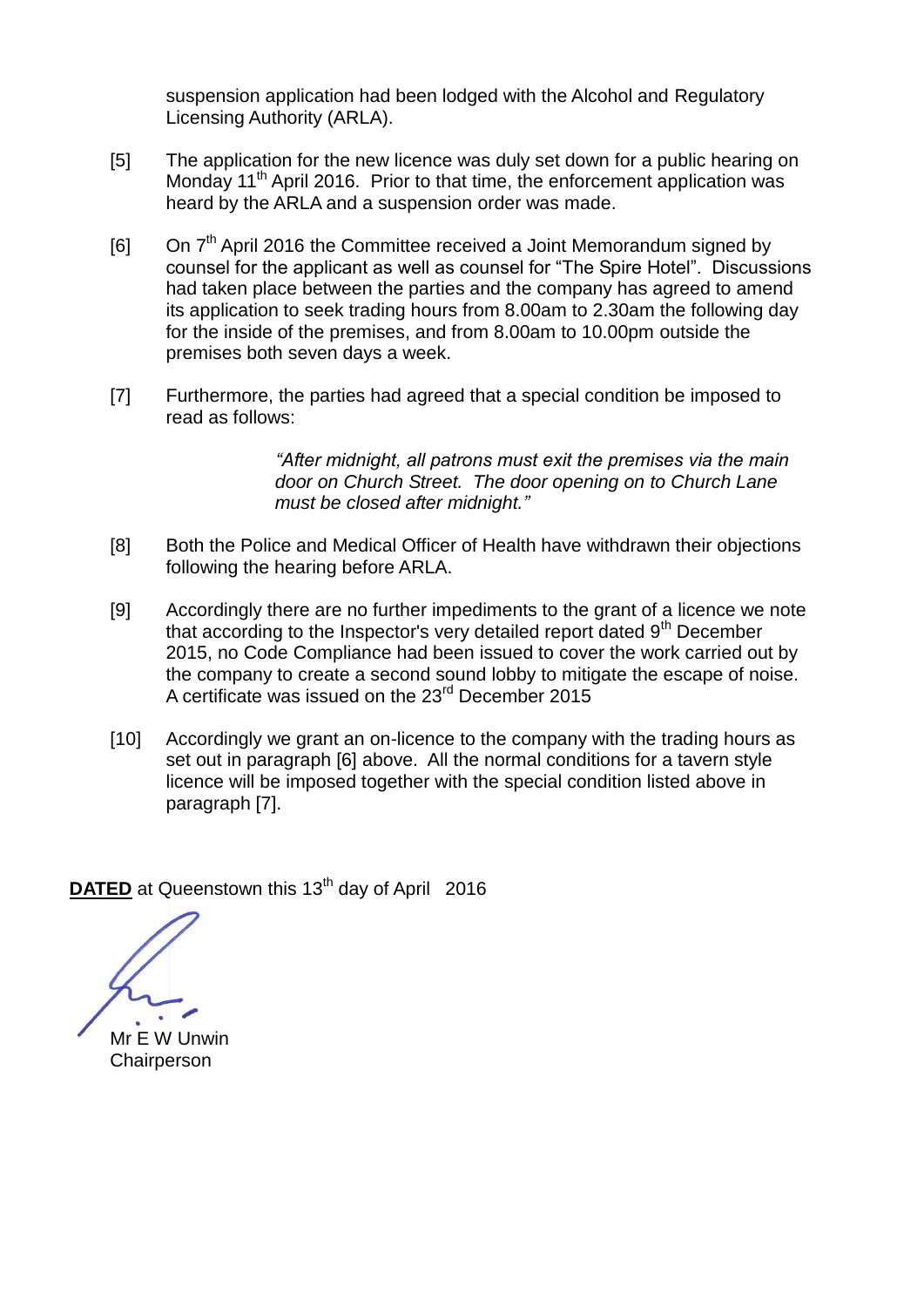suspension application had been lodged with the Alcohol and Regulatory Licensing Authority (ARLA).

[5] The application for the new licence was duly set down for a public hearing on Monday 11th April 2016. Prior to that time, the enforcement application was heard by the ARLA and a suspension order was made.

[6] On 7th April 2016 the Committee received a Joint Memorandum signed by counsel for the applicant as well as counsel for "The Spire Hotel". Discussions had taken place between the parties and the company has agreed to amend its application to seek trading hours from 8.00am to 2.30am the following day for the inside of the premises, and from 8.00am to 10.00pm outside the premises both seven days a week.

[7] Furthermore, the parties had agreed that a special condition be imposed to read as follows:

> *"After midnight, all patrons must exit the premises via the main door on Church Street. The door opening on to Church Lane must be closed after midnight."*

[8] Both the Police and Medical Officer of Health have withdrawn their objections following the hearing before ARLA.

[9] Accordingly there are no further impediments to the grant of a licence we note that according to the Inspector's very detailed report dated 9th December 2015, no Code Compliance had been issued to cover the work carried out by the company to create a second sound lobby to mitigate the escape of noise. A certificate was issued on the 23rd December 2015

[10] Accordingly we grant an on-licence to the company with the trading hours as set out in paragraph [6] above. All the normal conditions for a tavern style licence will be imposed together with the special condition listed above in paragraph [7].

**DATED** at Queenstown this 13th day of April 2016

Mr E W Unwin
Chairperson